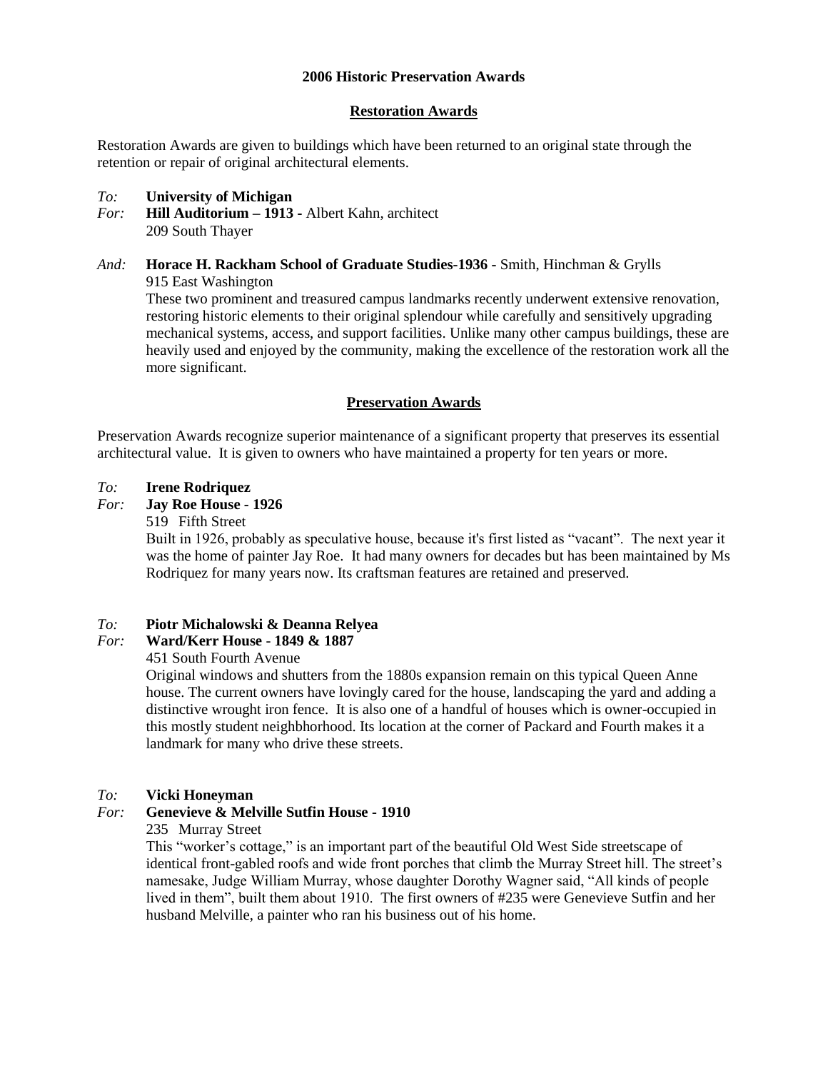# 2006 Historic Preservation Awards

## Restoration Awards

Restoration Awards are given to buildings which have been returned to an original state through the retention or repair of original architectural elements.

*To:* **University of Michigan**
*For:* **Hill Auditorium – 1913 -** Albert Kahn, architect
209 South Thayer

*And:* **Horace H. Rackham School of Graduate Studies-1936 -** Smith, Hinchman & Grylls
915 East Washington
These two prominent and treasured campus landmarks recently underwent extensive renovation, restoring historic elements to their original splendour while carefully and sensitively upgrading mechanical systems, access, and support facilities. Unlike many other campus buildings, these are heavily used and enjoyed by the community, making the excellence of the restoration work all the more significant.

## Preservation Awards

Preservation Awards recognize superior maintenance of a significant property that preserves its essential architectural value. It is given to owners who have maintained a property for ten years or more.

*To:* **Irene Rodriquez**
*For:* **Jay Roe House - 1926**
519 Fifth Street
Built in 1926, probably as speculative house, because it's first listed as "vacant". The next year it was the home of painter Jay Roe. It had many owners for decades but has been maintained by Ms Rodriquez for many years now. Its craftsman features are retained and preserved.

*To:* **Piotr Michalowski & Deanna Relyea**
*For:* **Ward/Kerr House - 1849 & 1887**
451 South Fourth Avenue
Original windows and shutters from the 1880s expansion remain on this typical Queen Anne house. The current owners have lovingly cared for the house, landscaping the yard and adding a distinctive wrought iron fence. It is also one of a handful of houses which is owner-occupied in this mostly student neighbhorhood. Its location at the corner of Packard and Fourth makes it a landmark for many who drive these streets.

*To:* **Vicki Honeyman**
*For:* **Genevieve & Melville Sutfin House - 1910**
235 Murray Street
This "worker's cottage," is an important part of the beautiful Old West Side streetscape of identical front-gabled roofs and wide front porches that climb the Murray Street hill. The street's namesake, Judge William Murray, whose daughter Dorothy Wagner said, "All kinds of people lived in them", built them about 1910. The first owners of #235 were Genevieve Sutfin and her husband Melville, a painter who ran his business out of his home.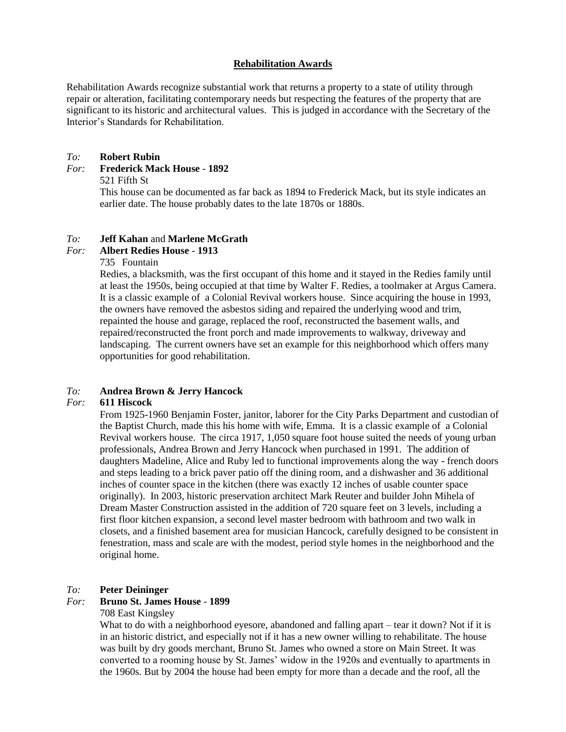## Rehabilitation Awards

Rehabilitation Awards recognize substantial work that returns a property to a state of utility through repair or alteration, facilitating contemporary needs but respecting the features of the property that are significant to its historic and architectural values. This is judged in accordance with the Secretary of the Interior's Standards for Rehabilitation.

*To:* **Robert Rubin**
*For:* **Frederick Mack House - 1892**
521 Fifth St
This house can be documented as far back as 1894 to Frederick Mack, but its style indicates an earlier date. The house probably dates to the late 1870s or 1880s.

*To:* **Jeff Kahan** and **Marlene McGrath**
*For:* **Albert Redies House - 1913**
735 Fountain
Redies, a blacksmith, was the first occupant of this home and it stayed in the Redies family until at least the 1950s, being occupied at that time by Walter F. Redies, a toolmaker at Argus Camera. It is a classic example of a Colonial Revival workers house. Since acquiring the house in 1993, the owners have removed the asbestos siding and repaired the underlying wood and trim, repainted the house and garage, replaced the roof, reconstructed the basement walls, and repaired/reconstructed the front porch and made improvements to walkway, driveway and landscaping. The current owners have set an example for this neighborhood which offers many opportunities for good rehabilitation.

*To:* **Andrea Brown & Jerry Hancock**
*For:* **611 Hiscock**
From 1925-1960 Benjamin Foster, janitor, laborer for the City Parks Department and custodian of the Baptist Church, made this his home with wife, Emma. It is a classic example of a Colonial Revival workers house. The circa 1917, 1,050 square foot house suited the needs of young urban professionals, Andrea Brown and Jerry Hancock when purchased in 1991. The addition of daughters Madeline, Alice and Ruby led to functional improvements along the way - french doors and steps leading to a brick paver patio off the dining room, and a dishwasher and 36 additional inches of counter space in the kitchen (there was exactly 12 inches of usable counter space originally). In 2003, historic preservation architect Mark Reuter and builder John Mihela of Dream Master Construction assisted in the addition of 720 square feet on 3 levels, including a first floor kitchen expansion, a second level master bedroom with bathroom and two walk in closets, and a finished basement area for musician Hancock, carefully designed to be consistent in fenestration, mass and scale are with the modest, period style homes in the neighborhood and the original home.

*To:* **Peter Deininger**
*For:* **Bruno St. James House - 1899**
708 East Kingsley
What to do with a neighborhood eyesore, abandoned and falling apart – tear it down? Not if it is in an historic district, and especially not if it has a new owner willing to rehabilitate. The house was built by dry goods merchant, Bruno St. James who owned a store on Main Street. It was converted to a rooming house by St. James' widow in the 1920s and eventually to apartments in the 1960s. But by 2004 the house had been empty for more than a decade and the roof, all the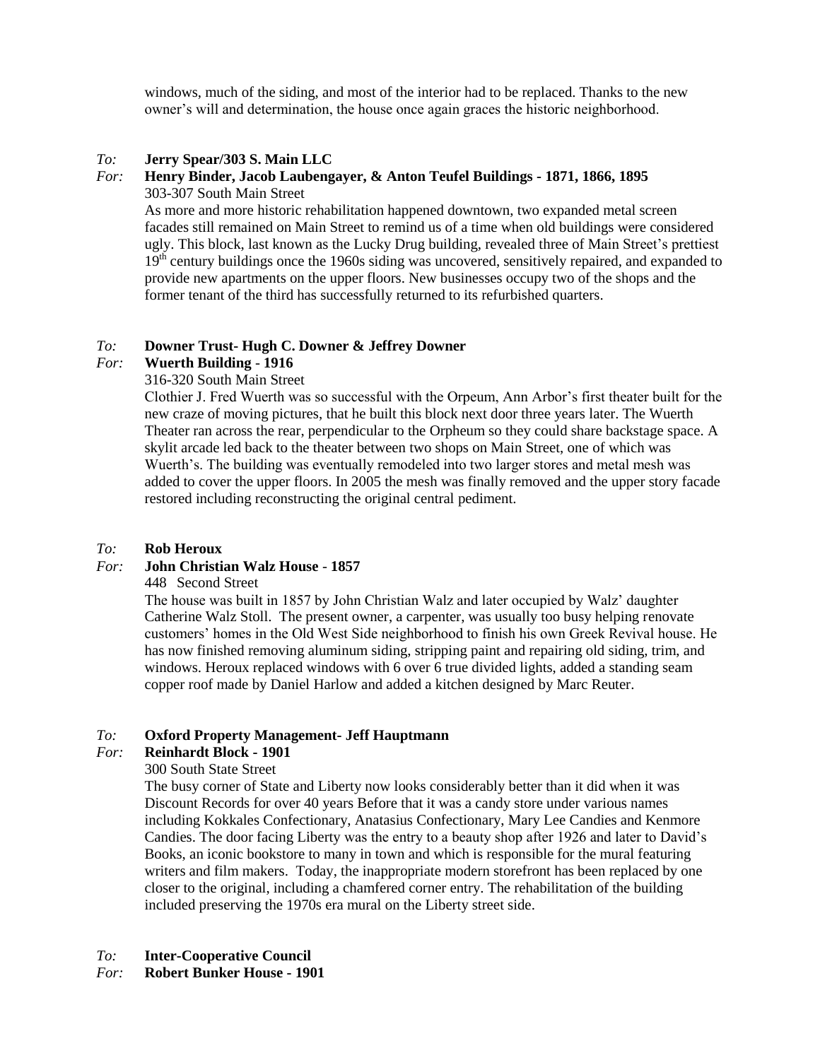windows, much of the siding, and most of the interior had to be replaced. Thanks to the new owner's will and determination, the house once again graces the historic neighborhood.

*To:* **Jerry Spear/303 S. Main LLC**
*For:* **Henry Binder, Jacob Laubengayer, & Anton Teufel Buildings - 1871, 1866, 1895**
303-307 South Main Street
As more and more historic rehabilitation happened downtown, two expanded metal screen facades still remained on Main Street to remind us of a time when old buildings were considered ugly. This block, last known as the Lucky Drug building, revealed three of Main Street's prettiest 19th century buildings once the 1960s siding was uncovered, sensitively repaired, and expanded to provide new apartments on the upper floors. New businesses occupy two of the shops and the former tenant of the third has successfully returned to its refurbished quarters.

*To:* **Downer Trust- Hugh C. Downer & Jeffrey Downer**
*For:* **Wuerth Building - 1916**
316-320 South Main Street
Clothier J. Fred Wuerth was so successful with the Orpeum, Ann Arbor's first theater built for the new craze of moving pictures, that he built this block next door three years later. The Wuerth Theater ran across the rear, perpendicular to the Orpheum so they could share backstage space. A skylit arcade led back to the theater between two shops on Main Street, one of which was Wuerth's. The building was eventually remodeled into two larger stores and metal mesh was added to cover the upper floors. In 2005 the mesh was finally removed and the upper story facade restored including reconstructing the original central pediment.

*To:* **Rob Heroux**
*For:* **John Christian Walz House - 1857**
448 Second Street
The house was built in 1857 by John Christian Walz and later occupied by Walz' daughter Catherine Walz Stoll. The present owner, a carpenter, was usually too busy helping renovate customers' homes in the Old West Side neighborhood to finish his own Greek Revival house. He has now finished removing aluminum siding, stripping paint and repairing old siding, trim, and windows. Heroux replaced windows with 6 over 6 true divided lights, added a standing seam copper roof made by Daniel Harlow and added a kitchen designed by Marc Reuter.

*To:* **Oxford Property Management- Jeff Hauptmann**
*For:* **Reinhardt Block - 1901**
300 South State Street
The busy corner of State and Liberty now looks considerably better than it did when it was Discount Records for over 40 years Before that it was a candy store under various names including Kokkales Confectionary, Anatasius Confectionary, Mary Lee Candies and Kenmore Candies. The door facing Liberty was the entry to a beauty shop after 1926 and later to David's Books, an iconic bookstore to many in town and which is responsible for the mural featuring writers and film makers. Today, the inappropriate modern storefront has been replaced by one closer to the original, including a chamfered corner entry. The rehabilitation of the building included preserving the 1970s era mural on the Liberty street side.

*To:* **Inter-Cooperative Council**
*For:* **Robert Bunker House - 1901**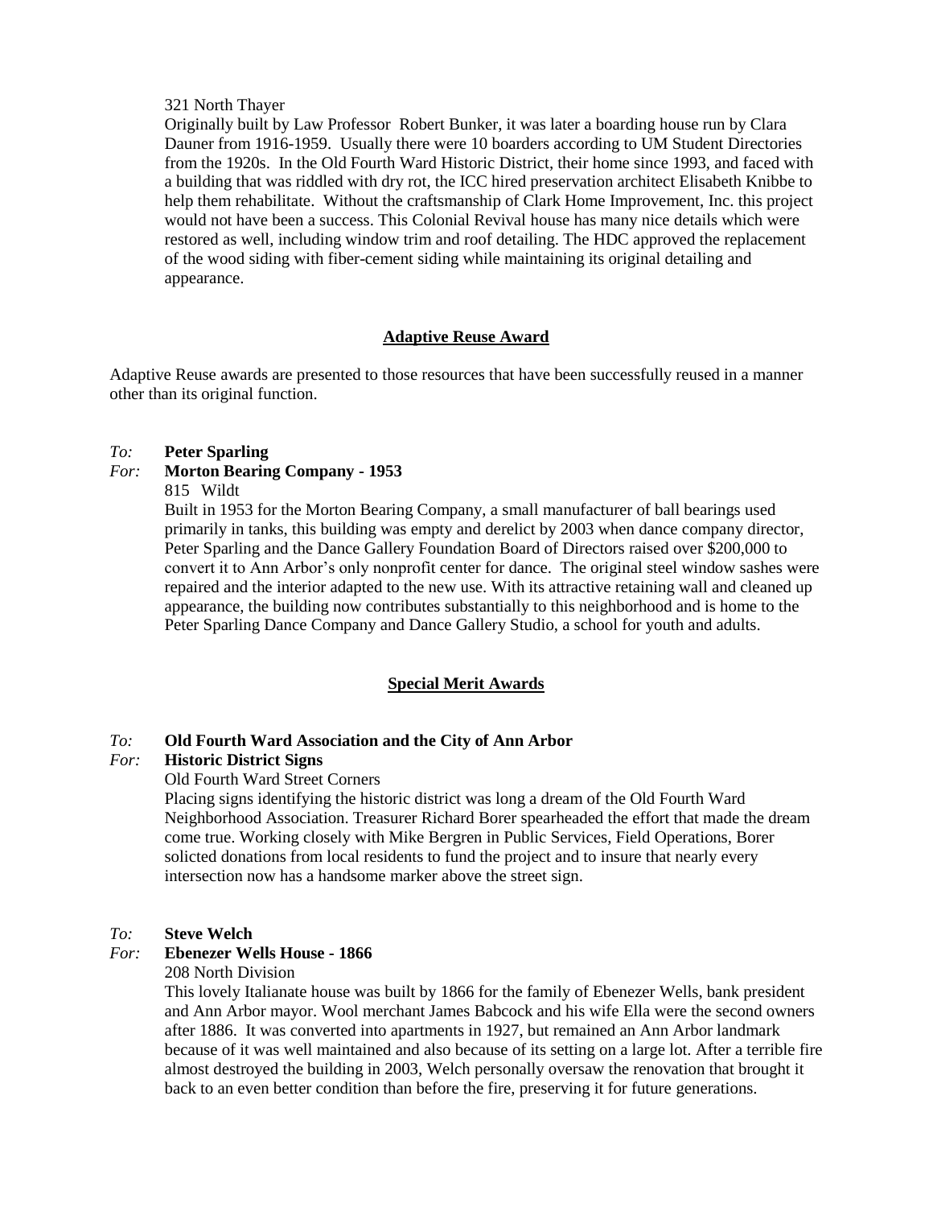321 North Thayer

Originally built by Law Professor Robert Bunker, it was later a boarding house run by Clara Dauner from 1916-1959. Usually there were 10 boarders according to UM Student Directories from the 1920s. In the Old Fourth Ward Historic District, their home since 1993, and faced with a building that was riddled with dry rot, the ICC hired preservation architect Elisabeth Knibbe to help them rehabilitate. Without the craftsmanship of Clark Home Improvement, Inc. this project would not have been a success. This Colonial Revival house has many nice details which were restored as well, including window trim and roof detailing. The HDC approved the replacement of the wood siding with fiber-cement siding while maintaining its original detailing and appearance.

## Adaptive Reuse Award

Adaptive Reuse awards are presented to those resources that have been successfully reused in a manner other than its original function.

*To:* **Peter Sparling**
*For:* **Morton Bearing Company - 1953**

815 Wildt

Built in 1953 for the Morton Bearing Company, a small manufacturer of ball bearings used primarily in tanks, this building was empty and derelict by 2003 when dance company director, Peter Sparling and the Dance Gallery Foundation Board of Directors raised over $200,000 to convert it to Ann Arbor's only nonprofit center for dance. The original steel window sashes were repaired and the interior adapted to the new use. With its attractive retaining wall and cleaned up appearance, the building now contributes substantially to this neighborhood and is home to the Peter Sparling Dance Company and Dance Gallery Studio, a school for youth and adults.

## Special Merit Awards

*To:* **Old Fourth Ward Association and the City of Ann Arbor**
*For:* **Historic District Signs**

Old Fourth Ward Street Corners

Placing signs identifying the historic district was long a dream of the Old Fourth Ward Neighborhood Association. Treasurer Richard Borer spearheaded the effort that made the dream come true. Working closely with Mike Bergren in Public Services, Field Operations, Borer solicted donations from local residents to fund the project and to insure that nearly every intersection now has a handsome marker above the street sign.

*To:* **Steve Welch**
*For:* **Ebenezer Wells House - 1866**

208 North Division

This lovely Italianate house was built by 1866 for the family of Ebenezer Wells, bank president and Ann Arbor mayor. Wool merchant James Babcock and his wife Ella were the second owners after 1886. It was converted into apartments in 1927, but remained an Ann Arbor landmark because of it was well maintained and also because of its setting on a large lot. After a terrible fire almost destroyed the building in 2003, Welch personally oversaw the renovation that brought it back to an even better condition than before the fire, preserving it for future generations.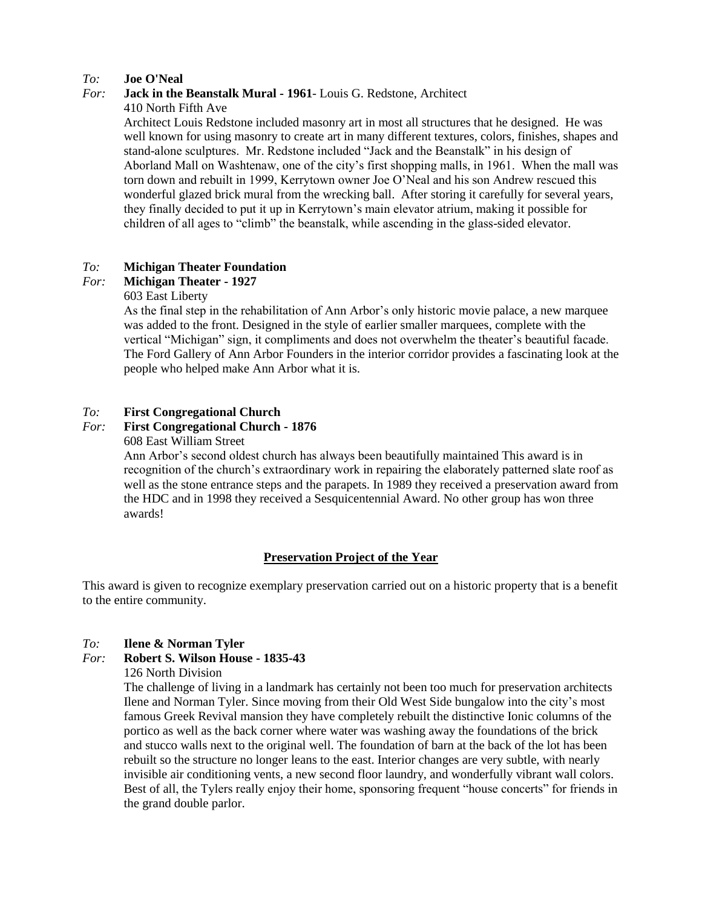*To:* **Joe O'Neal**
*For:* **Jack in the Beanstalk Mural - 1961**- Louis G. Redstone, Architect
410 North Fifth Ave
Architect Louis Redstone included masonry art in most all structures that he designed. He was well known for using masonry to create art in many different textures, colors, finishes, shapes and stand-alone sculptures. Mr. Redstone included "Jack and the Beanstalk" in his design of Aborland Mall on Washtenaw, one of the city's first shopping malls, in 1961. When the mall was torn down and rebuilt in 1999, Kerrytown owner Joe O'Neal and his son Andrew rescued this wonderful glazed brick mural from the wrecking ball. After storing it carefully for several years, they finally decided to put it up in Kerrytown's main elevator atrium, making it possible for children of all ages to "climb" the beanstalk, while ascending in the glass-sided elevator.

*To:* **Michigan Theater Foundation**
*For:* **Michigan Theater - 1927**
603 East Liberty
As the final step in the rehabilitation of Ann Arbor's only historic movie palace, a new marquee was added to the front. Designed in the style of earlier smaller marquees, complete with the vertical "Michigan" sign, it compliments and does not overwhelm the theater's beautiful facade. The Ford Gallery of Ann Arbor Founders in the interior corridor provides a fascinating look at the people who helped make Ann Arbor what it is.

*To:* **First Congregational Church**
*For:* **First Congregational Church - 1876**
608 East William Street
Ann Arbor's second oldest church has always been beautifully maintained This award is in recognition of the church's extraordinary work in repairing the elaborately patterned slate roof as well as the stone entrance steps and the parapets. In 1989 they received a preservation award from the HDC and in 1998 they received a Sesquicentennial Award. No other group has won three awards!

## Preservation Project of the Year

This award is given to recognize exemplary preservation carried out on a historic property that is a benefit to the entire community.

*To:* **Ilene & Norman Tyler**
*For:* **Robert S. Wilson House - 1835-43**
126 North Division
The challenge of living in a landmark has certainly not been too much for preservation architects Ilene and Norman Tyler. Since moving from their Old West Side bungalow into the city's most famous Greek Revival mansion they have completely rebuilt the distinctive Ionic columns of the portico as well as the back corner where water was washing away the foundations of the brick and stucco walls next to the original well. The foundation of barn at the back of the lot has been rebuilt so the structure no longer leans to the east. Interior changes are very subtle, with nearly invisible air conditioning vents, a new second floor laundry, and wonderfully vibrant wall colors. Best of all, the Tylers really enjoy their home, sponsoring frequent "house concerts" for friends in the grand double parlor.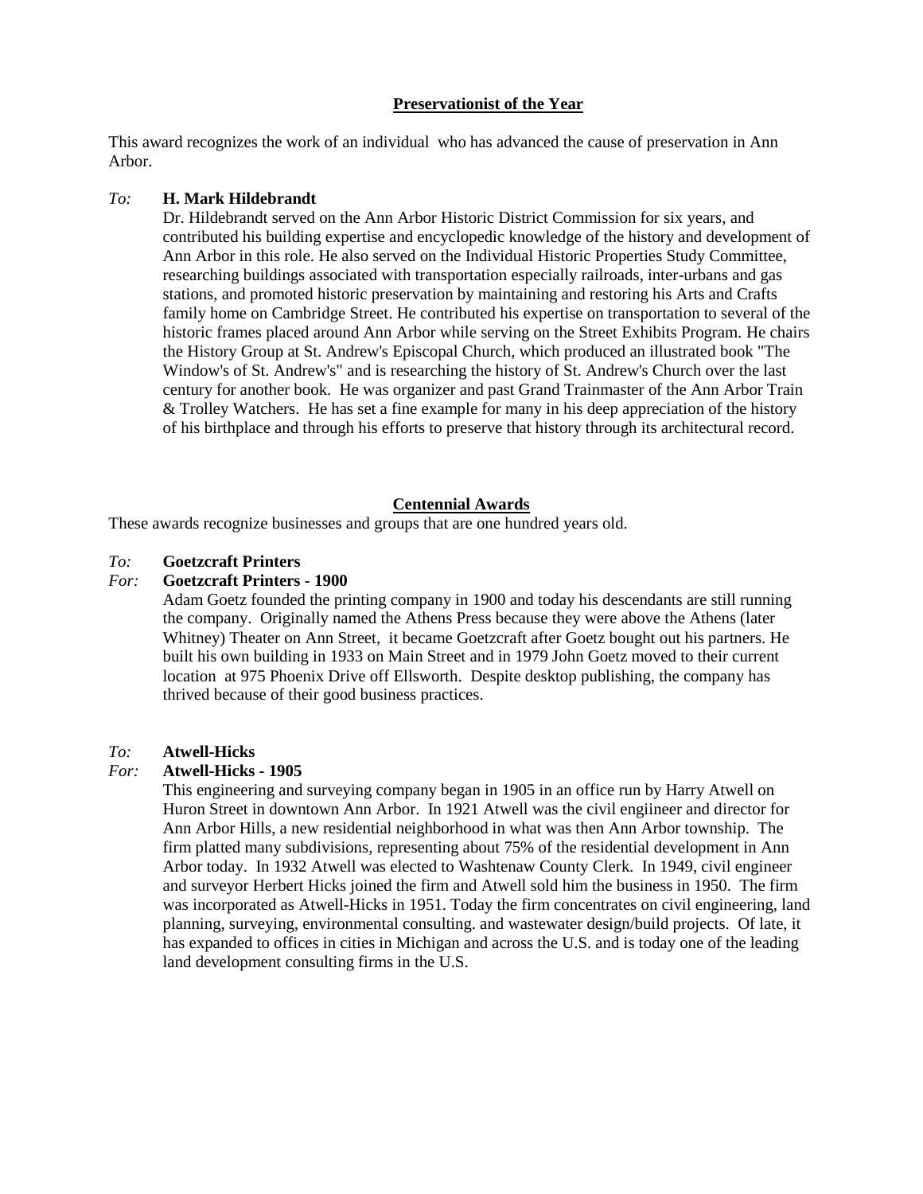## Preservationist of the Year

This award recognizes the work of an individual who has advanced the cause of preservation in Ann Arbor.

*To:* **H. Mark Hildebrandt**

Dr. Hildebrandt served on the Ann Arbor Historic District Commission for six years, and contributed his building expertise and encyclopedic knowledge of the history and development of Ann Arbor in this role. He also served on the Individual Historic Properties Study Committee, researching buildings associated with transportation especially railroads, inter-urbans and gas stations, and promoted historic preservation by maintaining and restoring his Arts and Crafts family home on Cambridge Street. He contributed his expertise on transportation to several of the historic frames placed around Ann Arbor while serving on the Street Exhibits Program. He chairs the History Group at St. Andrew's Episcopal Church, which produced an illustrated book "The Window's of St. Andrew's" and is researching the history of St. Andrew's Church over the last century for another book. He was organizer and past Grand Trainmaster of the Ann Arbor Train & Trolley Watchers. He has set a fine example for many in his deep appreciation of the history of his birthplace and through his efforts to preserve that history through its architectural record.

## Centennial Awards

These awards recognize businesses and groups that are one hundred years old.

*To:* **Goetzcraft Printers**
*For:* **Goetzcraft Printers - 1900**

Adam Goetz founded the printing company in 1900 and today his descendants are still running the company. Originally named the Athens Press because they were above the Athens (later Whitney) Theater on Ann Street, it became Goetzcraft after Goetz bought out his partners. He built his own building in 1933 on Main Street and in 1979 John Goetz moved to their current location at 975 Phoenix Drive off Ellsworth. Despite desktop publishing, the company has thrived because of their good business practices.

*To:* **Atwell-Hicks**
*For:* **Atwell-Hicks - 1905**

This engineering and surveying company began in 1905 in an office run by Harry Atwell on Huron Street in downtown Ann Arbor. In 1921 Atwell was the civil engiineer and director for Ann Arbor Hills, a new residential neighborhood in what was then Ann Arbor township. The firm platted many subdivisions, representing about 75% of the residential development in Ann Arbor today. In 1932 Atwell was elected to Washtenaw County Clerk. In 1949, civil engineer and surveyor Herbert Hicks joined the firm and Atwell sold him the business in 1950. The firm was incorporated as Atwell-Hicks in 1951. Today the firm concentrates on civil engineering, land planning, surveying, environmental consulting. and wastewater design/build projects. Of late, it has expanded to offices in cities in Michigan and across the U.S. and is today one of the leading land development consulting firms in the U.S.